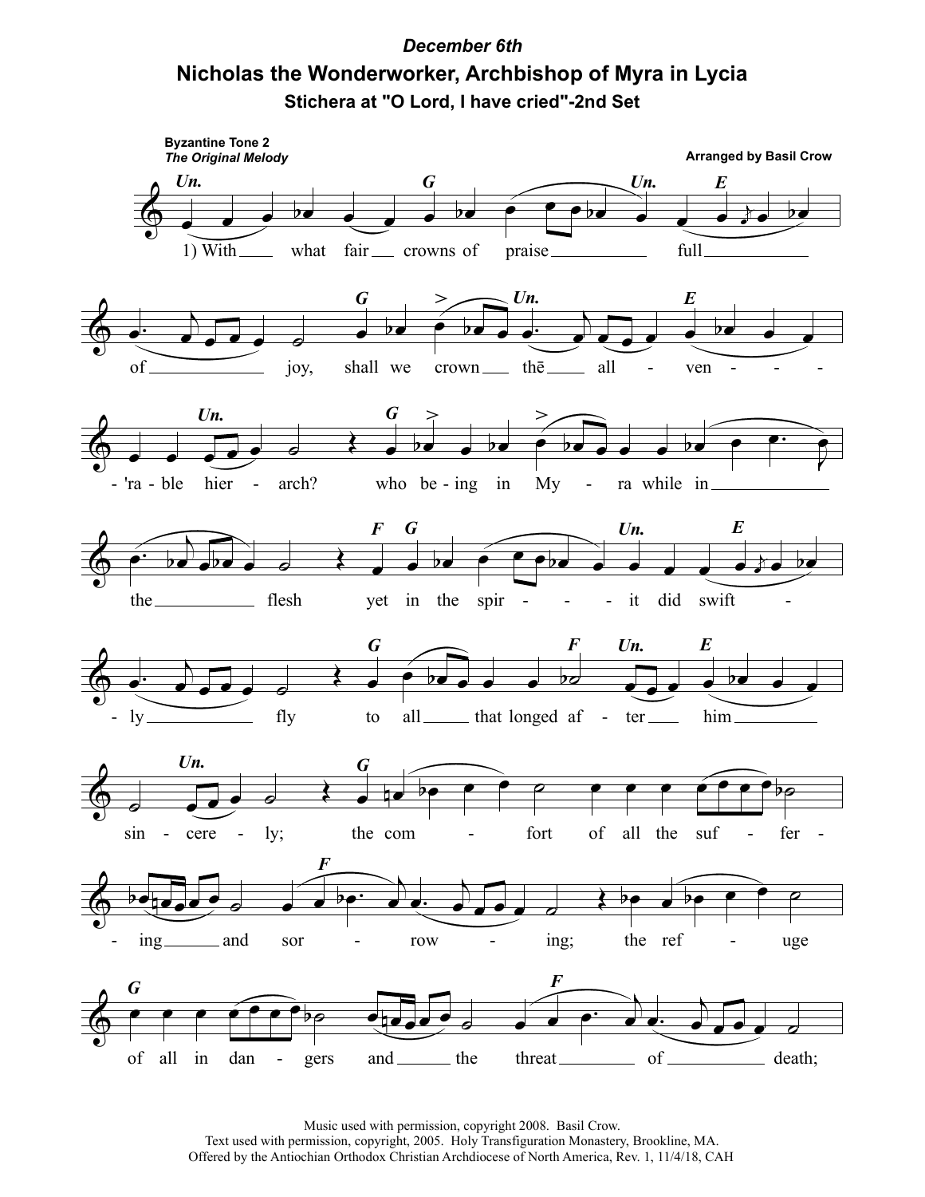***December 6th***

# Nicholas the Wonderworker, Archbishop of Myra in Lycia

## Stichera at "O Lord, I have cried"-2nd Set

**Byzantine Tone 2**
***The Original Melody***

**Arranged by Basil Crow**

1) With what fair crowns of praise full of joy, shall we crown thē all-ven-'ra-ble hier-arch? who be-ing in My-ra while in the flesh yet in the spir-it did swift-ly fly to all that longed af-ter him sin-cere-ly; the com-fort of all the suf-fer-ing and sor-row-ing; the ref-uge of all in dan-gers and the threat of death;

Music used with permission, copyright 2008. Basil Crow.
Text used with permission, copyright, 2005. Holy Transfiguration Monastery, Brookline, MA.
Offered by the Antiochian Orthodox Christian Archdiocese of North America, Rev. 1, 11/4/18, CAH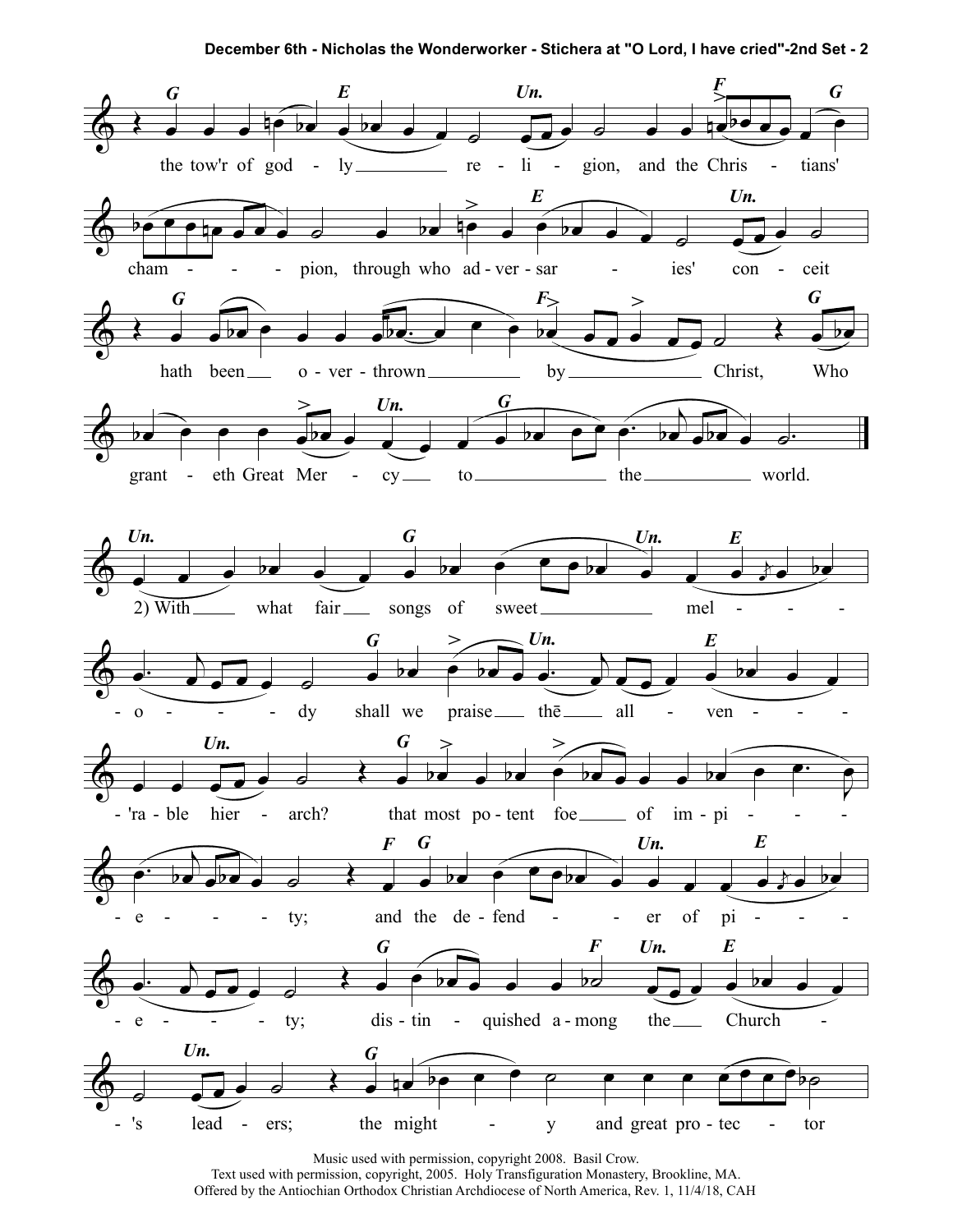the tow'r of god - ly re - li - gion, and the Chris - tians' cham - - - pion, through who ad - ver - sar - ies' con - ceit hath been o - ver - thrown by Christ, Who grant - eth Great Mer - cy to the world.

2) With what fair songs of sweet mel - - - - o - - - - dy shall we praise thē all - ven - - - - 'ra - ble hier - arch? that most po - tent foe of im - pi - - - - e - - - - ty; and the de - fend - - er of pi - - - - e - - - - ty; dis - tin - quished a - mong the Church - - 's lead - ers; the might - y and great pro - tec - tor

Music used with permission, copyright 2008. Basil Crow.
Text used with permission, copyright, 2005. Holy Transfiguration Monastery, Brookline, MA.
Offered by the Antiochian Orthodox Christian Archdiocese of North America, Rev. 1, 11/4/18, CAH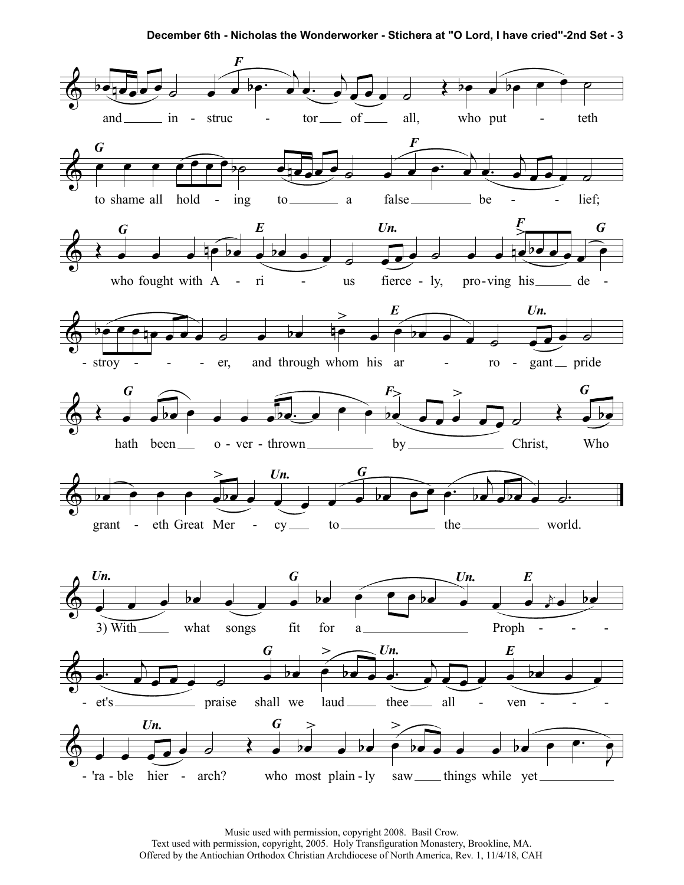and instructor of all, who putteth to shame all holding to a false belief; who fought with Arius fiercely, proving his destroyer, and through whom his arrogant pride hath been overthrown by Christ, Who granteth Great Mercy to the world.

3) With what songs fit for a Prophet's praise shall we laud thee all-venerable hierarch? who most plainly saw things while yet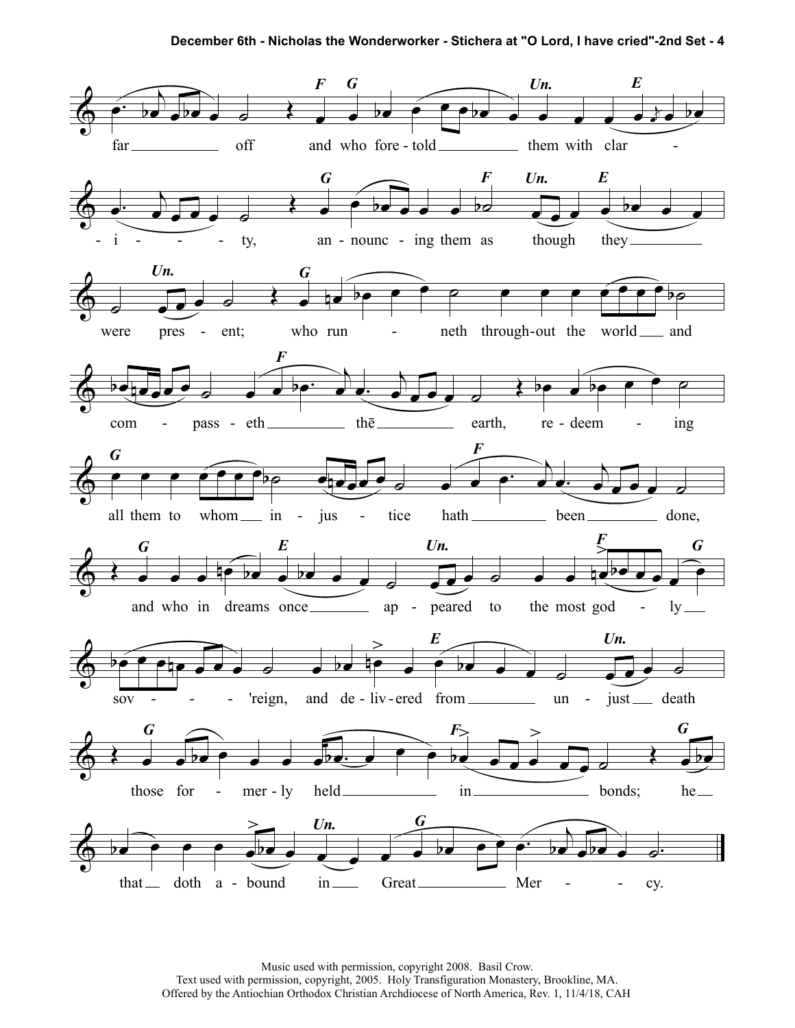far off and who fore-told them with clar - i - - - ty, an-nounc-ing them as though they were pres - ent; who run - neth through-out the world and com - pass-eth thē earth, re-deem - ing all them to whom in - jus - tice hath been done, and who in dreams once ap - peared to the most god - ly sov - - - 'reign, and de-liv-ered from un - just death those for - mer-ly held in bonds; he that doth a-bound in Great Mer - - - cy.

Music used with permission, copyright 2008. Basil Crow.
Text used with permission, copyright, 2005. Holy Transfiguration Monastery, Brookline, MA.
Offered by the Antiochian Orthodox Christian Archdiocese of North America, Rev. 1, 11/4/18, CAH